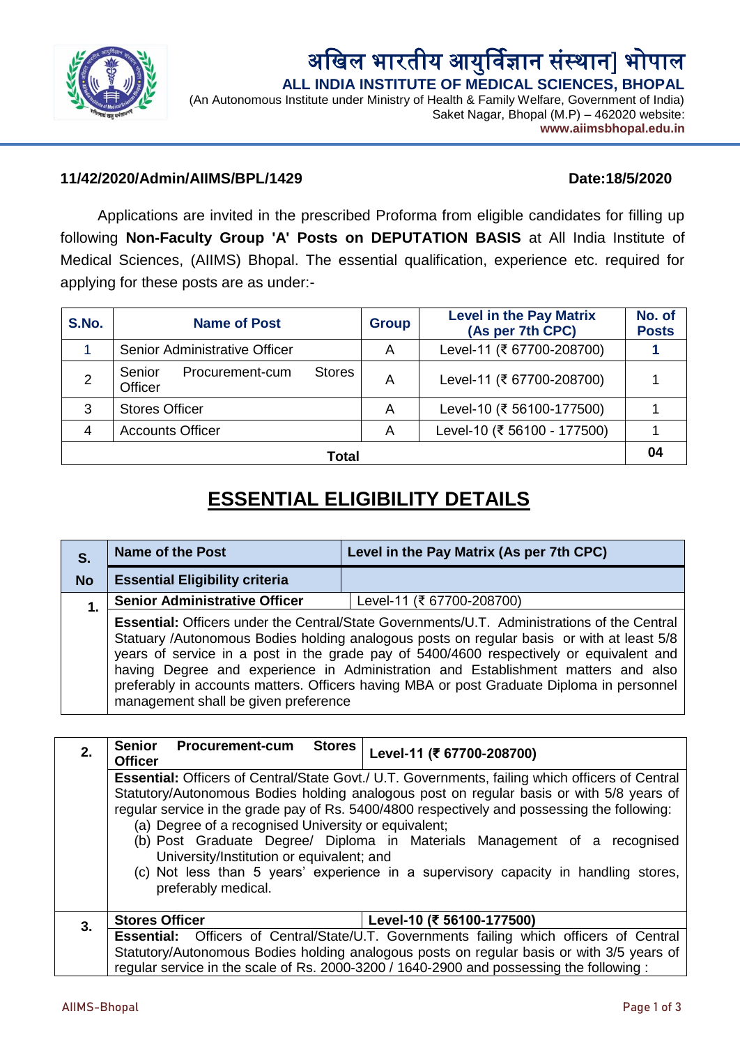# अखिल भारतीय आयुर्विज्ञान संस्थान] भोपाल

## ALL INDIA INSTITUTE OF MEDICAL SCIENCES, BHOPAL

(An Autonomous Institute under Ministry of Health & Family Welfare, Government of India)
Saket Nagar, Bhopal (M.P) – 462020 website:
**www.aiimsbhopal.edu.in**

**11/42/2020/Admin/AIIMS/BPL/1429** **Date:18/5/2020**

Applications are invited in the prescribed Proforma from eligible candidates for filling up following **Non-Faculty Group 'A' Posts on DEPUTATION BASIS** at All India Institute of Medical Sciences, (AIIMS) Bhopal. The essential qualification, experience etc. required for applying for these posts are as under:-

| S.No. | Name of Post | Group | Level in the Pay Matrix (As per 7th CPC) | No. of Posts |
|---|---|---|---|---|
| 1 | Senior Administrative Officer | A | Level-11 (₹ 67700-208700) | **1** |
| 2 | Senior Procurement-cum Stores Officer | A | Level-11 (₹ 67700-208700) | 1 |
| 3 | Stores Officer | A | Level-10 (₹ 56100-177500) | 1 |
| 4 | Accounts Officer | A | Level-10 (₹ 56100 - 177500) | 1 |
| | **Total** | | | **04** |

## ESSENTIAL ELIGIBILITY DETAILS

| S. No | Name of the Post / Essential Eligibility criteria | Level in the Pay Matrix (As per 7th CPC) |
|---|---|---|
| **1.** | **Senior Administrative Officer** | Level-11 (₹ 67700-208700) |
| | **Essential:** Officers under the Central/State Governments/U.T. Administrations of the Central Statuary /Autonomous Bodies holding analogous posts on regular basis or with at least 5/8 years of service in a post in the grade pay of 5400/4600 respectively or equivalent and having Degree and experience in Administration and Establishment matters and also preferably in accounts matters. Officers having MBA or post Graduate Diploma in personnel management shall be given preference | |

| S. No | Name of the Post | Level in the Pay Matrix |
|---|---|---|
| **2.** | **Senior Procurement-cum Stores Officer** | **Level-11 (₹ 67700-208700)** |
| | **Essential:** Officers of Central/State Govt./ U.T. Governments, failing which officers of Central Statutory/Autonomous Bodies holding analogous post on regular basis or with 5/8 years of regular service in the grade pay of Rs. 5400/4800 respectively and possessing the following:<br>(a) Degree of a recognised University or equivalent;<br>(b) Post Graduate Degree/ Diploma in Materials Management of a recognised University/Institution or equivalent; and<br>(c) Not less than 5 years' experience in a supervisory capacity in handling stores, preferably medical. | |
| **3.** | **Stores Officer** | **Level-10 (₹ 56100-177500)** |
| | **Essential:** Officers of Central/State/U.T. Governments failing which officers of Central Statutory/Autonomous Bodies holding analogous posts on regular basis or with 3/5 years of regular service in the scale of Rs. 2000-3200 / 1640-2900 and possessing the following : | |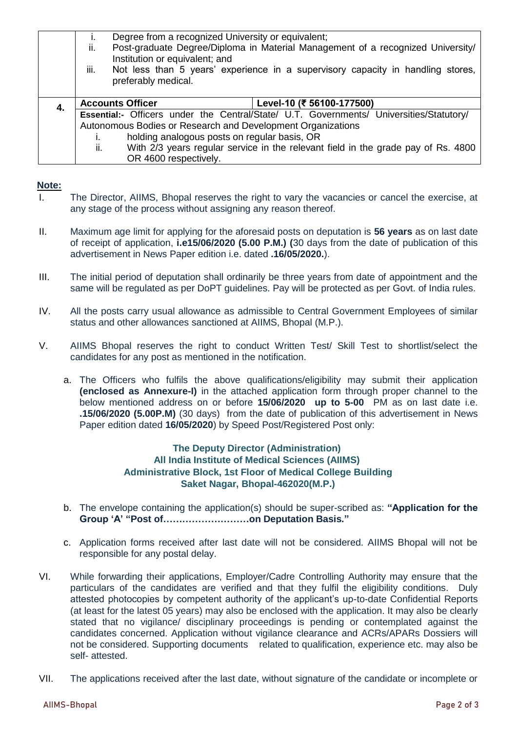|  |  |  |
|---|---|---|
|  | i. Degree from a recognized University or equivalent;<br>ii. Post-graduate Degree/Diploma in Material Management of a recognized University/ Institution or equivalent; and<br>iii. Not less than 5 years' experience in a supervisory capacity in handling stores, preferably medical. |  |
| **4.** | **Accounts Officer** | **Level-10 (₹ 56100-177500)** |
|  | **Essential:-** Officers under the Central/State/ U.T. Governments/ Universities/Statutory/ Autonomous Bodies or Research and Development Organizations<br>i. holding analogous posts on regular basis, OR<br>ii. With 2/3 years regular service in the relevant field in the grade pay of Rs. 4800 OR 4600 respectively. |  |

**Note:**

I. The Director, AIIMS, Bhopal reserves the right to vary the vacancies or cancel the exercise, at any stage of the process without assigning any reason thereof.

II. Maximum age limit for applying for the aforesaid posts on deputation is **56 years** as on last date of receipt of application, **i.e15/06/2020 (5.00 P.M.) (**30 days from the date of publication of this advertisement in News Paper edition i.e. dated **.16/05/2020.**).

III. The initial period of deputation shall ordinarily be three years from date of appointment and the same will be regulated as per DoPT guidelines. Pay will be protected as per Govt. of India rules.

IV. All the posts carry usual allowance as admissible to Central Government Employees of similar status and other allowances sanctioned at AIIMS, Bhopal (M.P.).

V. AIIMS Bhopal reserves the right to conduct Written Test/ Skill Test to shortlist/select the candidates for any post as mentioned in the notification.

   a. The Officers who fulfils the above qualifications/eligibility may submit their application **(enclosed as Annexure-I)** in the attached application form through proper channel to the below mentioned address on or before **15/06/2020 up to 5-00** PM as on last date i.e. **.15/06/2020 (5.00P.M)** (30 days) from the date of publication of this advertisement in News Paper edition dated **16/05/2020**) by Speed Post/Registered Post only:

   **The Deputy Director (Administration)**
   **All India Institute of Medical Sciences (AIIMS)**
   **Administrative Block, 1st Floor of Medical College Building**
   **Saket Nagar, Bhopal-462020(M.P.)**

   b. The envelope containing the application(s) should be super-scribed as: **"Application for the Group 'A' "Post of………………………on Deputation Basis."**

   c. Application forms received after last date will not be considered. AIIMS Bhopal will not be responsible for any postal delay.

VI. While forwarding their applications, Employer/Cadre Controlling Authority may ensure that the particulars of the candidates are verified and that they fulfil the eligibility conditions. Duly attested photocopies by competent authority of the applicant's up-to-date Confidential Reports (at least for the latest 05 years) may also be enclosed with the application. It may also be clearly stated that no vigilance/ disciplinary proceedings is pending or contemplated against the candidates concerned. Application without vigilance clearance and ACRs/APARs Dossiers will not be considered. Supporting documents related to qualification, experience etc. may also be self- attested.

VII. The applications received after the last date, without signature of the candidate or incomplete or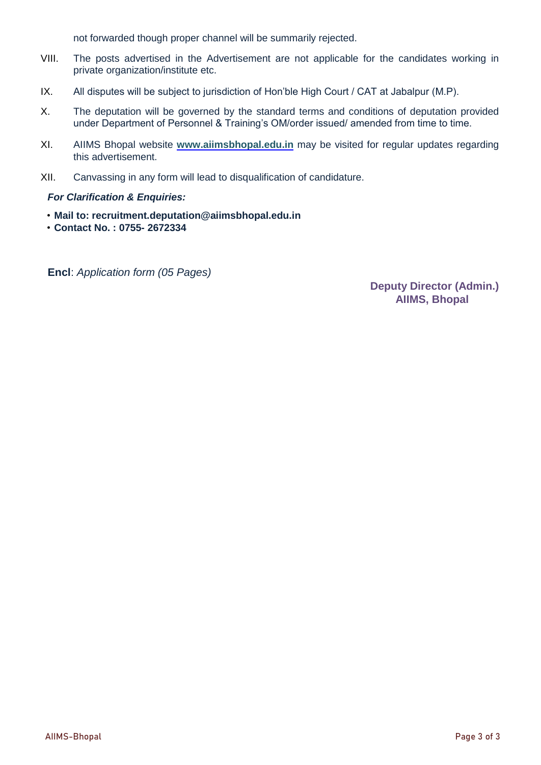not forwarded though proper channel will be summarily rejected.

VIII. The posts advertised in the Advertisement are not applicable for the candidates working in private organization/institute etc.

IX. All disputes will be subject to jurisdiction of Hon'ble High Court / CAT at Jabalpur (M.P).

X. The deputation will be governed by the standard terms and conditions of deputation provided under Department of Personnel & Training's OM/order issued/ amended from time to time.

XI. AIIMS Bhopal website **www.aiimsbhopal.edu.in** may be visited for regular updates regarding this advertisement.

XII. Canvassing in any form will lead to disqualification of candidature.

***For Clarification & Enquiries:***

- **Mail to: recruitment.deputation@aiimsbhopal.edu.in**
- **Contact No. : 0755- 2672334**

**Encl**: *Application form (05 Pages)*

**Deputy Director (Admin.)**
**AIIMS, Bhopal**